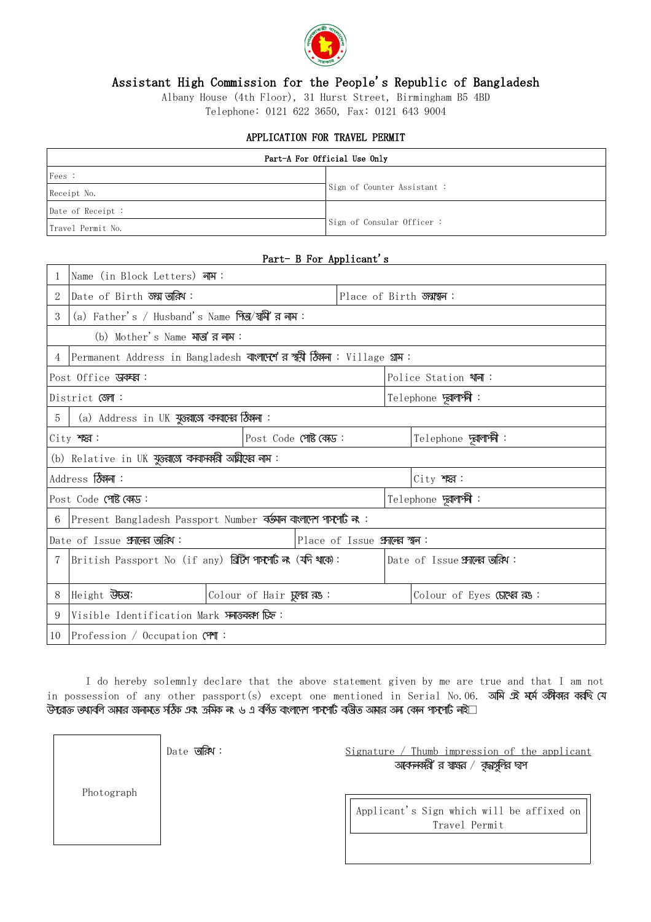# Assistant High Commission for the People's Republic of Bangladesh

Albany House (4th Floor), 31 Hurst Street, Birmingham B5 4BD

Telephone: 0121 622 3650, Fax: 0121 643 9004

## APPLICATION FOR TRAVEL PERMIT

| Part-A For Official Use Only | |
|---|---|
| Fees : | Sign of Counter Assistant : |
| Receipt No. | |
| Date of Receipt : | Sign of Consular Officer : |
| Travel Permit No. | |

### Part- B For Applicant's

| | | | |
|---|---|---|---|
| 1 | Name (in Block Letters) নাম : | | |
| 2 | Date of Birth জন্ম তারিখ : | Place of Birth জন্মস্থান : | |
| 3 | (a) Father's / Husband's Name পিতা/স্বামী'র নাম : | | |
| | (b) Mother's Name মাতা'র নাম : | | |
| 4 | Permanent Address in Bangladesh বাংলাদেশে'র স্থায়ী ঠিকানা : Village গ্রাম : | | |
| | Post Office ডাকঘর : | Police Station থানা : | |
| | District জেলা : | Telephone দূরালাপনী : | |
| 5 | (a) Address in UK যুক্তরাজ্যে বসবাসের ঠিকানা : | | |
| | City শহর : | Post Code পোষ্ট কোড : | Telephone দূরালাপনী : |
| | (b) Relative in UK যুক্তরাজ্যে বসবাসকারী আত্মীয়ের নাম : | | |
| | Address ঠিকানা : | City শহর : | |
| | Post Code পোষ্ট কোড : | Telephone দূরালাপনী : | |
| 6 | Present Bangladesh Passport Number বর্তমান বাংলাদেশ পাসপোর্ট নং : | | |
| | Date of Issue প্রদানের তারিখ : | Place of Issue প্রদানের স্থান : | |
| 7 | British Passport No (if any) ব্রিটিশ পাসপোর্ট নং (যদি থাকে) : | Date of Issue প্রদানের তারিখ : | |
| 8 | Height উচ্চতা: | Colour of Hair চুলের রঙ : | Colour of Eyes চোখের রঙ : |
| 9 | Visible Identification Mark সনাক্তকরণ চিহ্ন : | | |
| 10 | Profession / Occupation পেশা : | | |

I do hereby solemnly declare that the above statement given by me are true and that I am not in possession of any other passport(s) except one mentioned in Serial No.06. আমি এই মর্মে অঙ্গীকার করছি যে উপরোক্ত তথ্যাবলি আমার জানামতে সঠিক এবং ক্রমিক নং ৬ এ বর্ণিত বাংলাদেশ পাসপোর্ট ব্যতীত আমার অন্য কোন পাসপোর্ট নাই।

Photograph

Date তারিখ :

Signature / Thumb impression of the applicant
আবেদনকারী'র স্বাক্ষর / বৃদ্ধাঙ্গুলির ছাপ

Applicant's Sign which will be affixed on Travel Permit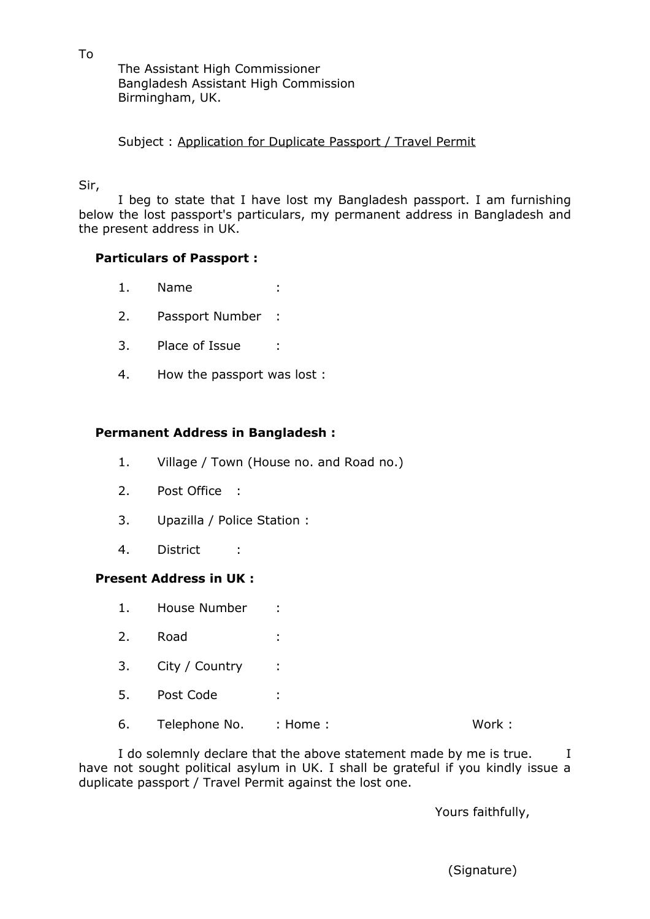To

The Assistant High Commissioner
Bangladesh Assistant High Commission
Birmingham, UK.

Subject : Application for Duplicate Passport / Travel Permit

Sir,

I beg to state that I have lost my Bangladesh passport. I am furnishing below the lost passport's particulars, my permanent address in Bangladesh and the present address in UK.

**Particulars of Passport :**

1. Name :
2. Passport Number :
3. Place of Issue :
4. How the passport was lost :

**Permanent Address in Bangladesh :**

1. Village / Town (House no. and Road no.)
2. Post Office :
3. Upazilla / Police Station :
4. District :

**Present Address in UK :**

1. House Number :
2. Road :
3. City / Country :

5. Post Code :
6. Telephone No. : Home : Work :

I do solemnly declare that the above statement made by me is true. I have not sought political asylum in UK. I shall be grateful if you kindly issue a duplicate passport / Travel Permit against the lost one.

Yours faithfully,

(Signature)